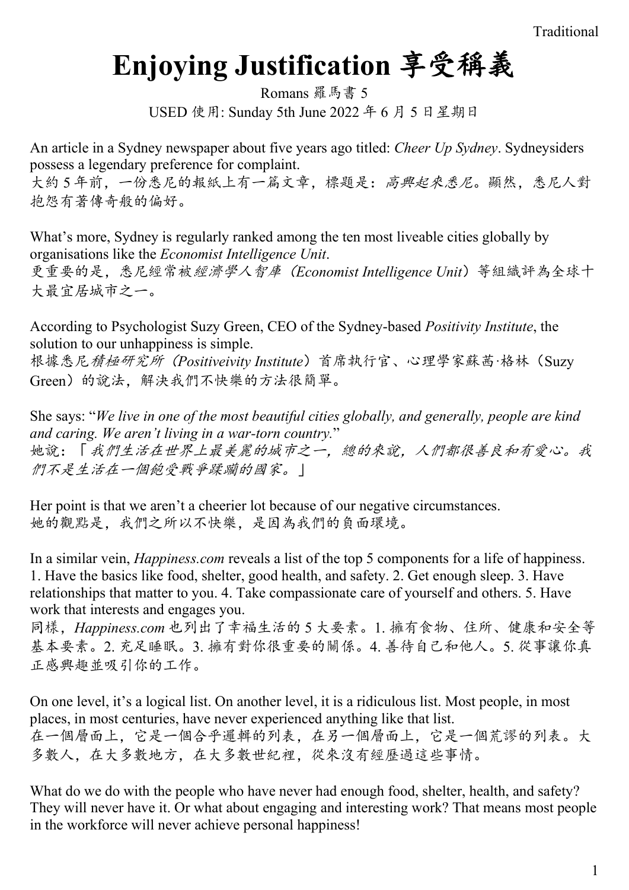Traditional

# Enjoying Justification 享受稱義

Romans 羅馬書 5

USED 使用: Sunday 5th June 2022 年 6 月 5 日星期日

An article in a Sydney newspaper about five years ago titled: *Cheer Up Sydney*. Sydneysiders possess a legendary preference for complaint.
大約 5 年前，一份悉尼的報紙上有一篇文章，標題是：*高興起來悉尼*。顯然，悉尼人對抱怨有著傳奇般的偏好。

What's more, Sydney is regularly ranked among the ten most liveable cities globally by organisations like the *Economist Intelligence Unit*.
更重要的是，悉尼經常被*經濟學人智庫*（*Economist Intelligence Unit*）等組織評為全球十大最宜居城市之一。

According to Psychologist Suzy Green, CEO of the Sydney-based *Positivity Institute*, the solution to our unhappiness is simple.
根據悉尼*積極研究所*（*Positiveivity Institute*）首席執行官、心理學家蘇茜·格林（Suzy Green）的說法，解決我們不快樂的方法很簡單。

She says: "*We live in one of the most beautiful cities globally, and generally, people are kind and caring. We aren't living in a war-torn country.*"
她說：「*我們生活在世界上最美麗的城市之一，總的來說，人們都很善良和有愛心。我們不是生活在一個飽受戰爭蹂躪的國家。*」

Her point is that we aren't a cheerier lot because of our negative circumstances.
她的觀點是，我們之所以不快樂，是因為我們的負面環境。

In a similar vein, *Happiness.com* reveals a list of the top 5 components for a life of happiness. 1. Have the basics like food, shelter, good health, and safety. 2. Get enough sleep. 3. Have relationships that matter to you. 4. Take compassionate care of yourself and others. 5. Have work that interests and engages you.
同樣，*Happiness.com* 也列出了幸福生活的 5 大要素。1. 擁有食物、住所、健康和安全等基本要素。2. 充足睡眠。3. 擁有對你很重要的關係。4. 善待自己和他人。5. 從事讓你真正感興趣並吸引你的工作。

On one level, it's a logical list. On another level, it is a ridiculous list. Most people, in most places, in most centuries, have never experienced anything like that list.
在一個層面上，它是一個合乎邏輯的列表，在另一個層面上，它是一個荒謬的列表。大多數人，在大多數地方，在大多數世紀裡，從來沒有經歷過這些事情。

What do we do with the people who have never had enough food, shelter, health, and safety? They will never have it. Or what about engaging and interesting work? That means most people in the workforce will never achieve personal happiness!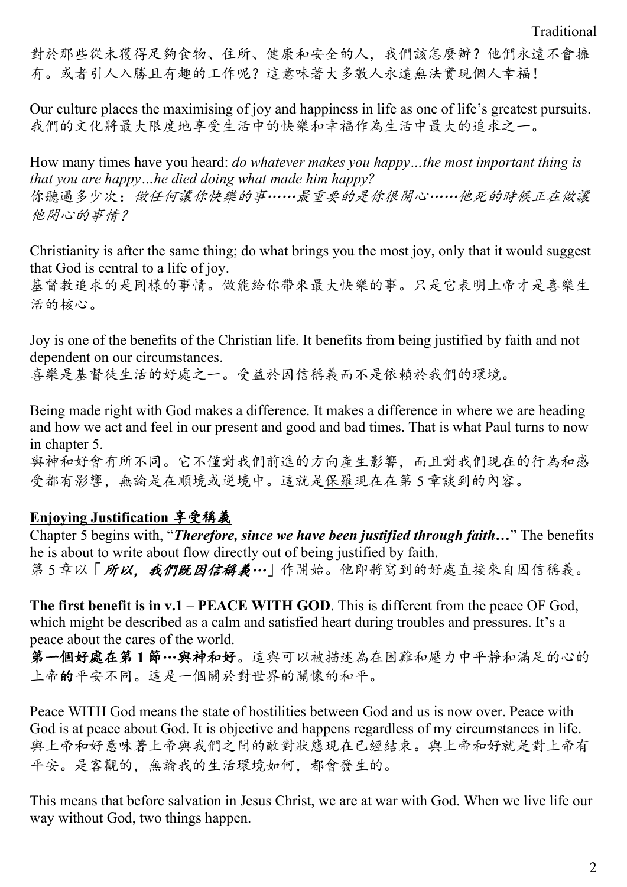對於那些從未獲得足夠食物、住所、健康和安全的人，我們該怎麼辦？他們永遠不會擁有。或者引人入勝且有趣的工作呢？這意味著大多數人永遠無法實現個人幸福！

Our culture places the maximising of joy and happiness in life as one of life's greatest pursuits.
我們的文化將最大限度地享受生活中的快樂和幸福作為生活中最大的追求之一。

How many times have you heard: *do whatever makes you happy…the most important thing is that you are happy…he died doing what made him happy?*
你聽過多少次：*做任何讓你快樂的事……最重要的是你很開心……他死的時候正在做讓他開心的事情？*

Christianity is after the same thing; do what brings you the most joy, only that it would suggest that God is central to a life of joy.
基督教追求的是同樣的事情。做能給你帶來最大快樂的事。只是它表明上帝才是喜樂生活的核心。

Joy is one of the benefits of the Christian life. It benefits from being justified by faith and not dependent on our circumstances.
喜樂是基督徒生活的好處之一。受益於因信稱義而不是依賴於我們的環境。

Being made right with God makes a difference. It makes a difference in where we are heading and how we act and feel in our present and good and bad times. That is what Paul turns to now in chapter 5.
與神和好會有所不同。它不僅對我們前進的方向產生影響，而且對我們現在的行為和感受都有影響，無論是在順境或逆境中。這就是保羅現在在第 5 章談到的內容。

## Enjoying Justification 享受稱義

Chapter 5 begins with, "***Therefore, since we have been justified through faith…***" The benefits he is about to write about flow directly out of being justified by faith.
第 5 章以「***所以，我們既因信稱義…***」作開始。他即將寫到的好處直接來自因信稱義。

**The first benefit is in v.1 – PEACE WITH GOD**. This is different from the peace OF God, which might be described as a calm and satisfied heart during troubles and pressures. It's a peace about the cares of the world.
**第一個好處在第 1 節…與神和好**。這與可以被描述為在困難和壓力中平靜和滿足的心的上帝**的**平安不同。這是一個關於對世界的關懷的和平。

Peace WITH God means the state of hostilities between God and us is now over. Peace with God is at peace about God. It is objective and happens regardless of my circumstances in life.
與上帝和好意味著上帝與我們之間的敵對狀態現在已經結束。與上帝和好就是對上帝有平安。是客觀的，無論我的生活環境如何，都會發生的。

This means that before salvation in Jesus Christ, we are at war with God. When we live life our way without God, two things happen.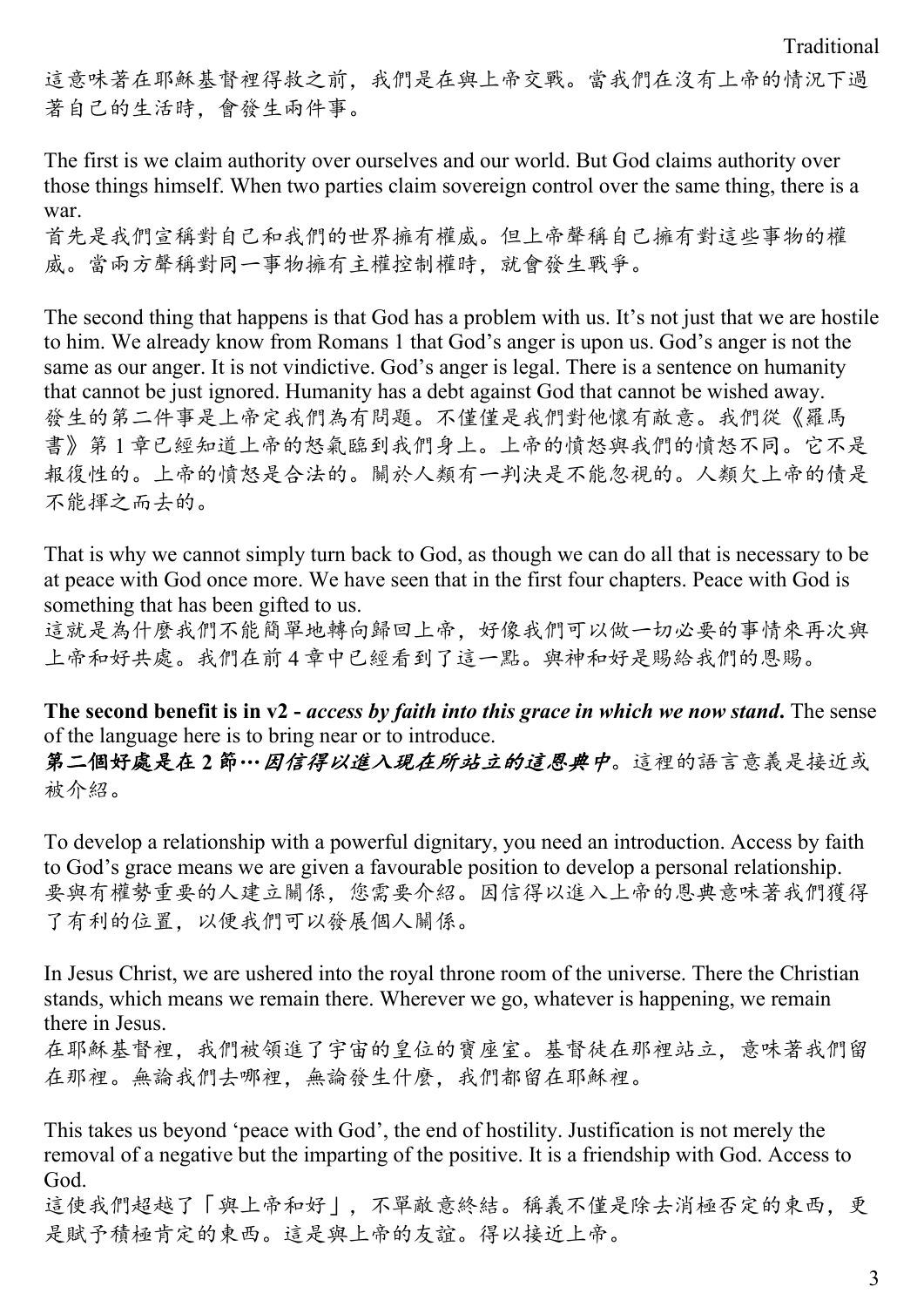這意味著在耶穌基督裡得救之前，我們是在與上帝交戰。當我們在沒有上帝的情況下過著自己的生活時，會發生兩件事。

The first is we claim authority over ourselves and our world. But God claims authority over those things himself. When two parties claim sovereign control over the same thing, there is a war.
首先是我們宣稱對自己和我們的世界擁有權威。但上帝聲稱自己擁有對這些事物的權威。當兩方聲稱對同一事物擁有主權控制權時，就會發生戰爭。

The second thing that happens is that God has a problem with us. It's not just that we are hostile to him. We already know from Romans 1 that God's anger is upon us. God's anger is not the same as our anger. It is not vindictive. God's anger is legal. There is a sentence on humanity that cannot be just ignored. Humanity has a debt against God that cannot be wished away.
發生的第二件事是上帝定我們為有問題。不僅僅是我們對他懷有敵意。我們從《羅馬書》第 1 章已經知道上帝的怒氣臨到我們身上。上帝的憤怒與我們的憤怒不同。它不是報復性的。上帝的憤怒是合法的。關於人類有一判決是不能忽視的。人類欠上帝的債是不能揮之而去的。

That is why we cannot simply turn back to God, as though we can do all that is necessary to be at peace with God once more. We have seen that in the first four chapters. Peace with God is something that has been gifted to us.
這就是為什麼我們不能簡單地轉向歸回上帝，好像我們可以做一切必要的事情來再次與上帝和好共處。我們在前 4 章中已經看到了這一點。與神和好是賜給我們的恩賜。

**The second benefit is in v2 -** ***access by faith into this grace in which we now stand*****.** The sense of the language here is to bring near or to introduce.
**第二個好處是在 2 節…*****因信得以進入現在所站立的這恩典中***。這裡的語言意義是接近或被介紹。

To develop a relationship with a powerful dignitary, you need an introduction. Access by faith to God's grace means we are given a favourable position to develop a personal relationship.
要與有權勢重要的人建立關係，您需要介紹。因信得以進入上帝的恩典意味著我們獲得了有利的位置，以便我們可以發展個人關係。

In Jesus Christ, we are ushered into the royal throne room of the universe. There the Christian stands, which means we remain there. Wherever we go, whatever is happening, we remain there in Jesus.
在耶穌基督裡，我們被領進了宇宙的皇位的寶座室。基督徒在那裡站立，意味著我們留在那裡。無論我們去哪裡，無論發生什麼，我們都留在耶穌裡。

This takes us beyond 'peace with God', the end of hostility. Justification is not merely the removal of a negative but the imparting of the positive. It is a friendship with God. Access to God.
這使我們超越了「與上帝和好」，不單敵意終結。稱義不僅是除去消極否定的東西，更是賦予積極肯定的東西。這是與上帝的友誼。得以接近上帝。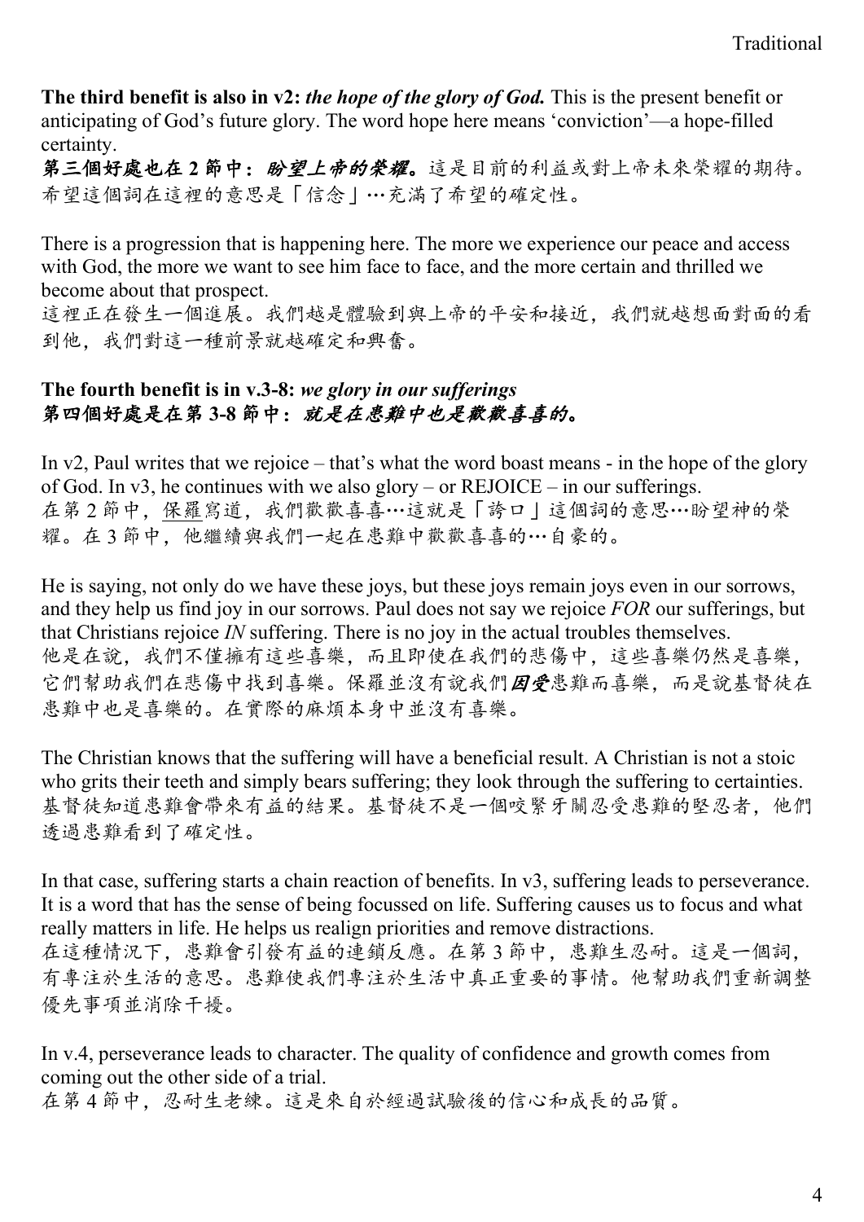**The third benefit is also in v2:** ***the hope of the glory of God.*** This is the present benefit or anticipating of God's future glory. The word hope here means 'conviction'—a hope-filled certainty.
**第三個好處也在 2 節中：*盼望上帝的榮耀*。**這是目前的利益或對上帝未來榮耀的期待。希望這個詞在這裡的意思是「信念」…充滿了希望的確定性。

There is a progression that is happening here. The more we experience our peace and access with God, the more we want to see him face to face, and the more certain and thrilled we become about that prospect.
這裡正在發生一個進展。我們越是體驗到與上帝的平安和接近，我們就越想面對面的看到他，我們對這一種前景就越確定和興奮。

**The fourth benefit is in v.3-8:** ***we glory in our sufferings***
***第四個好處是在第 3-8 節中：就是在患難中也是歡歡喜喜的。***

In v2, Paul writes that we rejoice – that's what the word boast means - in the hope of the glory of God. In v3, he continues with we also glory – or REJOICE – in our sufferings.
在第 2 節中，保羅寫道，我們歡歡喜喜…這就是「誇口」這個詞的意思…盼望神的榮耀。在 3 節中，他繼續與我們一起在患難中歡歡喜喜的…自豪的。

He is saying, not only do we have these joys, but these joys remain joys even in our sorrows, and they help us find joy in our sorrows. Paul does not say we rejoice *FOR* our sufferings, but that Christians rejoice *IN* suffering. There is no joy in the actual troubles themselves.
他是在說，我們不僅擁有這些喜樂，而且即使在我們的悲傷中，這些喜樂仍然是喜樂，它們幫助我們在悲傷中找到喜樂。保羅並沒有說我們***因受***患難而喜樂，而是說基督徒在患難中也是喜樂的。在實際的麻煩本身中並沒有喜樂。

The Christian knows that the suffering will have a beneficial result. A Christian is not a stoic who grits their teeth and simply bears suffering; they look through the suffering to certainties.
基督徒知道患難會帶來有益的結果。基督徒不是一個咬緊牙關忍受患難的堅忍者，他們透過患難看到了確定性。

In that case, suffering starts a chain reaction of benefits. In v3, suffering leads to perseverance. It is a word that has the sense of being focussed on life. Suffering causes us to focus and what really matters in life. He helps us realign priorities and remove distractions.
在這種情況下，患難會引發有益的連鎖反應。在第 3 節中，患難生忍耐。這是一個詞，有專注於生活的意思。患難使我們專注於生活中真正重要的事情。他幫助我們重新調整優先事項並消除干擾。

In v.4, perseverance leads to character. The quality of confidence and growth comes from coming out the other side of a trial.
在第 4 節中，忍耐生老練。這是來自於經過試驗後的信心和成長的品質。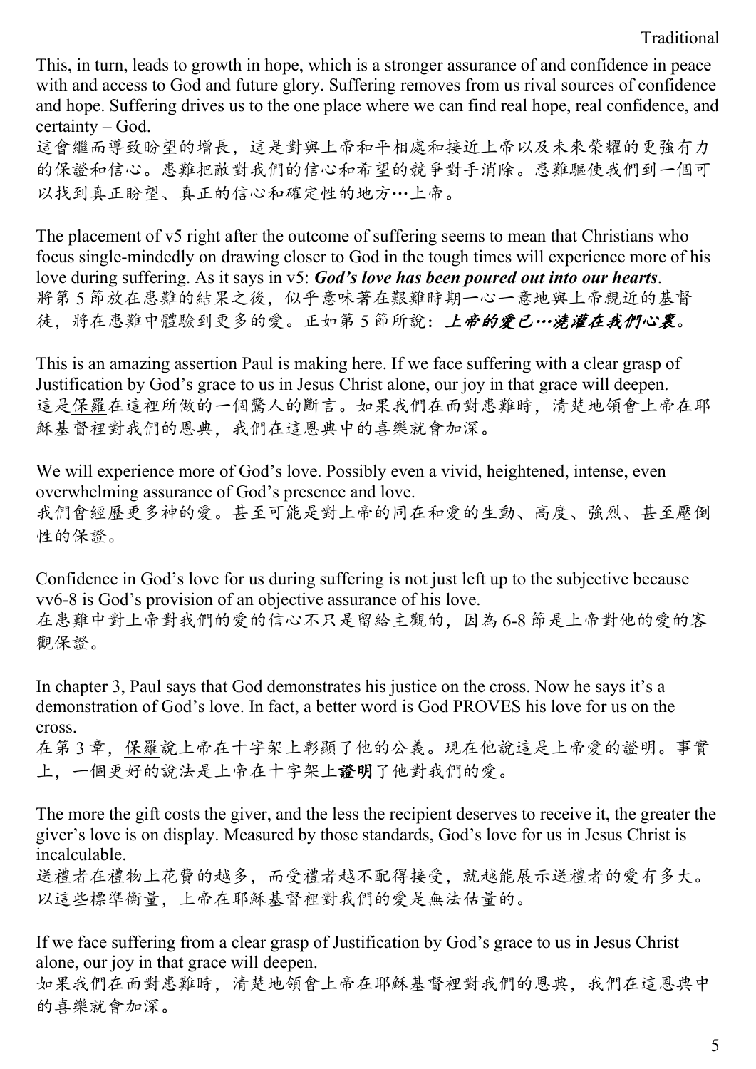This, in turn, leads to growth in hope, which is a stronger assurance of and confidence in peace with and access to God and future glory. Suffering removes from us rival sources of confidence and hope. Suffering drives us to the one place where we can find real hope, real confidence, and certainty – God.
這會繼而導致盼望的增長，這是對與上帝和平相處和接近上帝以及未來榮耀的更強有力的保證和信心。患難把敵對我們的信心和希望的競爭對手消除。患難驅使我們到一個可以找到真正盼望、真正的信心和確定性的地方…上帝。

The placement of v5 right after the outcome of suffering seems to mean that Christians who focus single-mindedly on drawing closer to God in the tough times will experience more of his love during suffering. As it says in v5: ***God's love has been poured out into our hearts***.
將第 5 節放在患難的結果之後，似乎意味著在艱難時期一心一意地與上帝親近的基督徒，將在患難中體驗到更多的愛。正如第 5 節所說：***上帝的愛已…澆灌在我們心裏***。

This is an amazing assertion Paul is making here. If we face suffering with a clear grasp of Justification by God's grace to us in Jesus Christ alone, our joy in that grace will deepen.
這是保羅在這裡所做的一個驚人的斷言。如果我們在面對患難時，清楚地領會上帝在耶穌基督裡對我們的恩典，我們在這恩典中的喜樂就會加深。

We will experience more of God's love. Possibly even a vivid, heightened, intense, even overwhelming assurance of God's presence and love.
我們會經歷更多神的愛。甚至可能是對上帝的同在和愛的生動、高度、強烈、甚至壓倒性的保證。

Confidence in God's love for us during suffering is not just left up to the subjective because vv6-8 is God's provision of an objective assurance of his love.
在患難中對上帝對我們的愛的信心不只是留給主觀的，因為 6-8 節是上帝對他的愛的客觀保證。

In chapter 3, Paul says that God demonstrates his justice on the cross. Now he says it's a demonstration of God's love. In fact, a better word is God PROVES his love for us on the cross.
在第 3 章，保羅說上帝在十字架上彰顯了他的公義。現在他說這是上帝愛的證明。事實上，一個更好的說法是上帝在十字架上**證明**了他對我們的愛。

The more the gift costs the giver, and the less the recipient deserves to receive it, the greater the giver's love is on display. Measured by those standards, God's love for us in Jesus Christ is incalculable.
送禮者在禮物上花費的越多，而受禮者越不配得接受，就越能展示送禮者的愛有多大。以這些標準衡量，上帝在耶穌基督裡對我們的愛是無法估量的。

If we face suffering from a clear grasp of Justification by God's grace to us in Jesus Christ alone, our joy in that grace will deepen.
如果我們在面對患難時，清楚地領會上帝在耶穌基督裡對我們的恩典，我們在這恩典中的喜樂就會加深。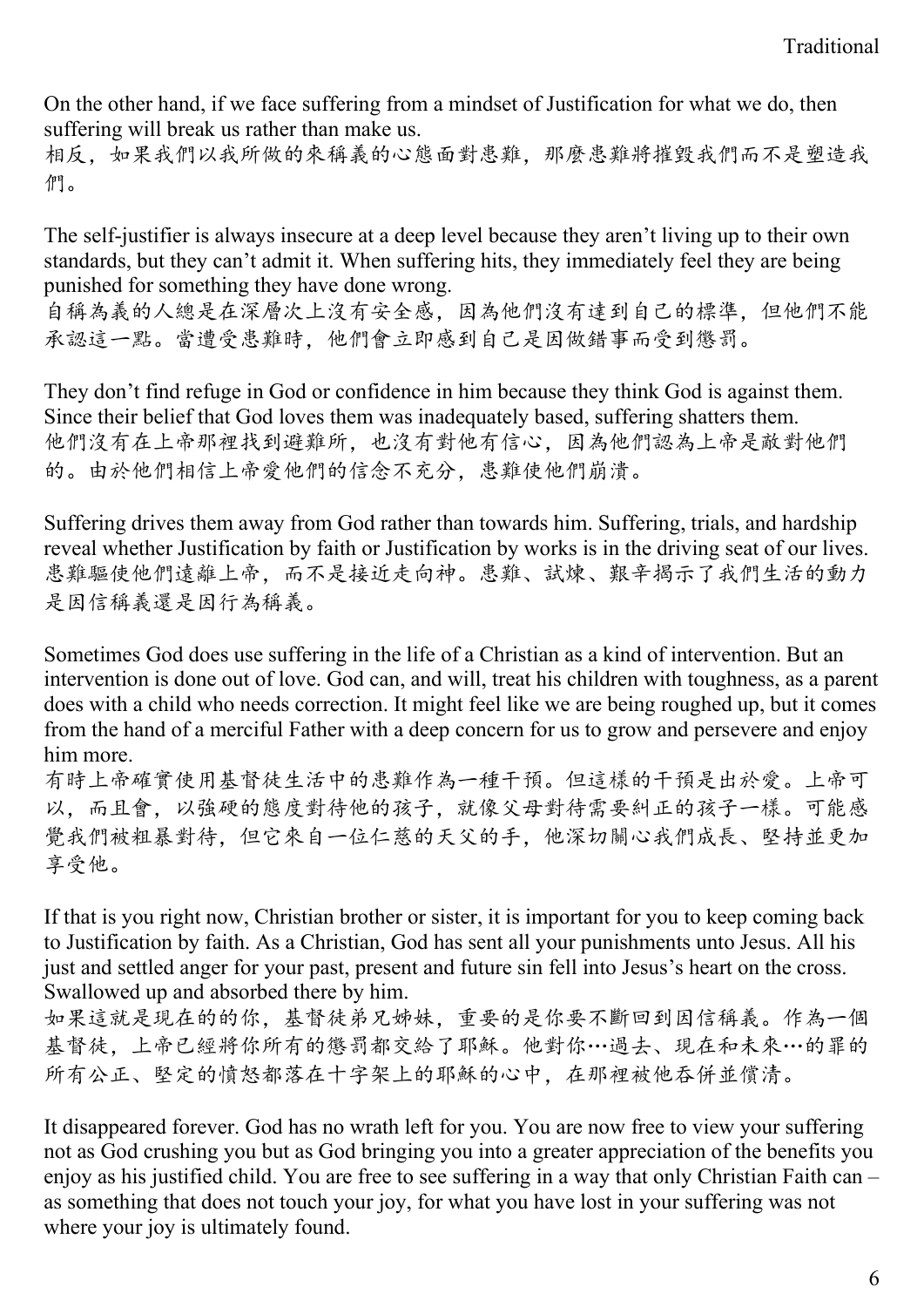On the other hand, if we face suffering from a mindset of Justification for what we do, then suffering will break us rather than make us.
相反，如果我們以我所做的來稱義的心態面對患難，那麼患難將摧毀我們而不是塑造我們。

The self-justifier is always insecure at a deep level because they aren't living up to their own standards, but they can't admit it. When suffering hits, they immediately feel they are being punished for something they have done wrong.
自稱為義的人總是在深層次上沒有安全感，因為他們沒有達到自己的標準，但他們不能承認這一點。當遭受患難時，他們會立即感到自己是因做錯事而受到懲罰。

They don't find refuge in God or confidence in him because they think God is against them. Since their belief that God loves them was inadequately based, suffering shatters them.
他們沒有在上帝那裡找到避難所，也沒有對他有信心，因為他們認為上帝是敵對他們的。由於他們相信上帝愛他們的信念不充分，患難使他們崩潰。

Suffering drives them away from God rather than towards him. Suffering, trials, and hardship reveal whether Justification by faith or Justification by works is in the driving seat of our lives.
患難驅使他們遠離上帝，而不是接近走向神。患難、試煉、艱辛揭示了我們生活的動力是因信稱義還是因行為稱義。

Sometimes God does use suffering in the life of a Christian as a kind of intervention. But an intervention is done out of love. God can, and will, treat his children with toughness, as a parent does with a child who needs correction. It might feel like we are being roughed up, but it comes from the hand of a merciful Father with a deep concern for us to grow and persevere and enjoy him more.
有時上帝確實使用基督徒生活中的患難作為一種干預。但這樣的干預是出於愛。上帝可以，而且會，以強硬的態度對待他的孩子，就像父母對待需要糾正的孩子一樣。可能感覺我們被粗暴對待，但它來自一位仁慈的天父的手，他深切關心我們成長、堅持並更加享受他。

If that is you right now, Christian brother or sister, it is important for you to keep coming back to Justification by faith. As a Christian, God has sent all your punishments unto Jesus. All his just and settled anger for your past, present and future sin fell into Jesus's heart on the cross. Swallowed up and absorbed there by him.
如果這就是現在的的你，基督徒弟兄姊妹，重要的是你要不斷回到因信稱義。作為一個基督徒，上帝已經將你所有的懲罰都交給了耶穌。他對你…過去、現在和未來…的罪的所有公正、堅定的憤怒都落在十字架上的耶穌的心中，在那裡被他吞併並償清。

It disappeared forever. God has no wrath left for you. You are now free to view your suffering not as God crushing you but as God bringing you into a greater appreciation of the benefits you enjoy as his justified child. You are free to see suffering in a way that only Christian Faith can – as something that does not touch your joy, for what you have lost in your suffering was not where your joy is ultimately found.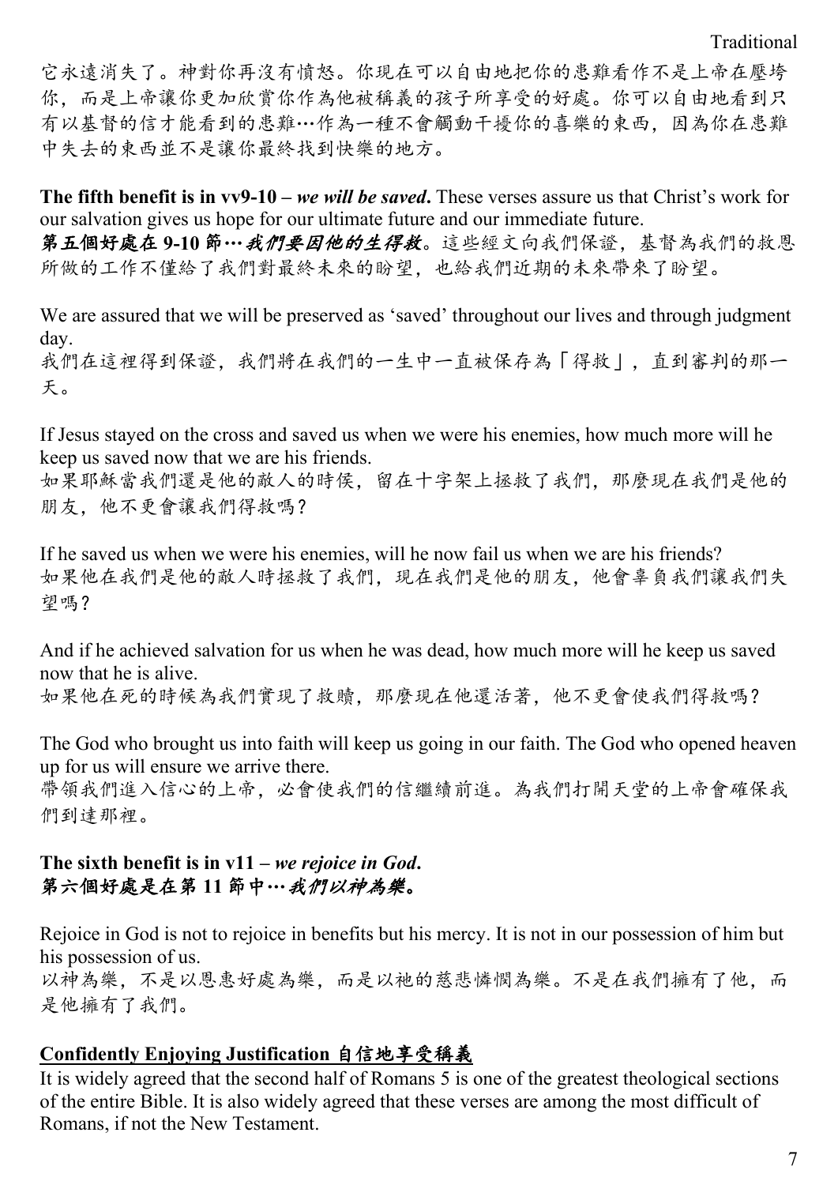它永遠消失了。神對你再沒有憤怒。你現在可以自由地把你的患難看作不是上帝在壓垮你，而是上帝讓你更加欣賞你作為他被稱義的孩子所享受的好處。你可以自由地看到只有以基督的信才能看到的患難…作為一種不會觸動干擾你的喜樂的東西，因為你在患難中失去的東西並不是讓你最終找到快樂的地方。

**The fifth benefit is in vv9-10 –** ***we will be saved*****.** These verses assure us that Christ's work for our salvation gives us hope for our ultimate future and our immediate future.
***第五個好處在 9-10 節…我們要因他的生得救*****。**這些經文向我們保證，基督為我們的救恩所做的工作不僅給了我們對最終未來的盼望，也給我們近期的未來帶來了盼望。

We are assured that we will be preserved as 'saved' throughout our lives and through judgment day.
我們在這裡得到保證，我們將在我們的一生中一直被保存為「得救」，直到審判的那一天。

If Jesus stayed on the cross and saved us when we were his enemies, how much more will he keep us saved now that we are his friends.
如果耶穌當我們還是他的敵人的時候，留在十字架上拯救了我們，那麼現在我們是他的朋友，他不更會讓我們得救嗎？

If he saved us when we were his enemies, will he now fail us when we are his friends?
如果他在我們是他的敵人時拯救了我們，現在我們是他的朋友，他會辜負我們讓我們失望嗎？

And if he achieved salvation for us when he was dead, how much more will he keep us saved now that he is alive.
如果他在死的時候為我們實現了救贖，那麼現在他還活著，他不更會使我們得救嗎？

The God who brought us into faith will keep us going in our faith. The God who opened heaven up for us will ensure we arrive there.
帶領我們進入信心的上帝，必會使我們的信繼續前進。為我們打開天堂的上帝會確保我們到達那裡。

**The sixth benefit is in v11 –** ***we rejoice in God*****.**
***第六個好處是在第 11 節中…我們以神為樂。***

Rejoice in God is not to rejoice in benefits but his mercy. It is not in our possession of him but his possession of us.
以神為樂，不是以恩惠好處為樂，而是以祂的慈悲憐憫為樂。不是在我們擁有了他，而是他擁有了我們。

## **<u>Confidently Enjoying Justification 自信地享受稱義</u>**

It is widely agreed that the second half of Romans 5 is one of the greatest theological sections of the entire Bible. It is also widely agreed that these verses are among the most difficult of Romans, if not the New Testament.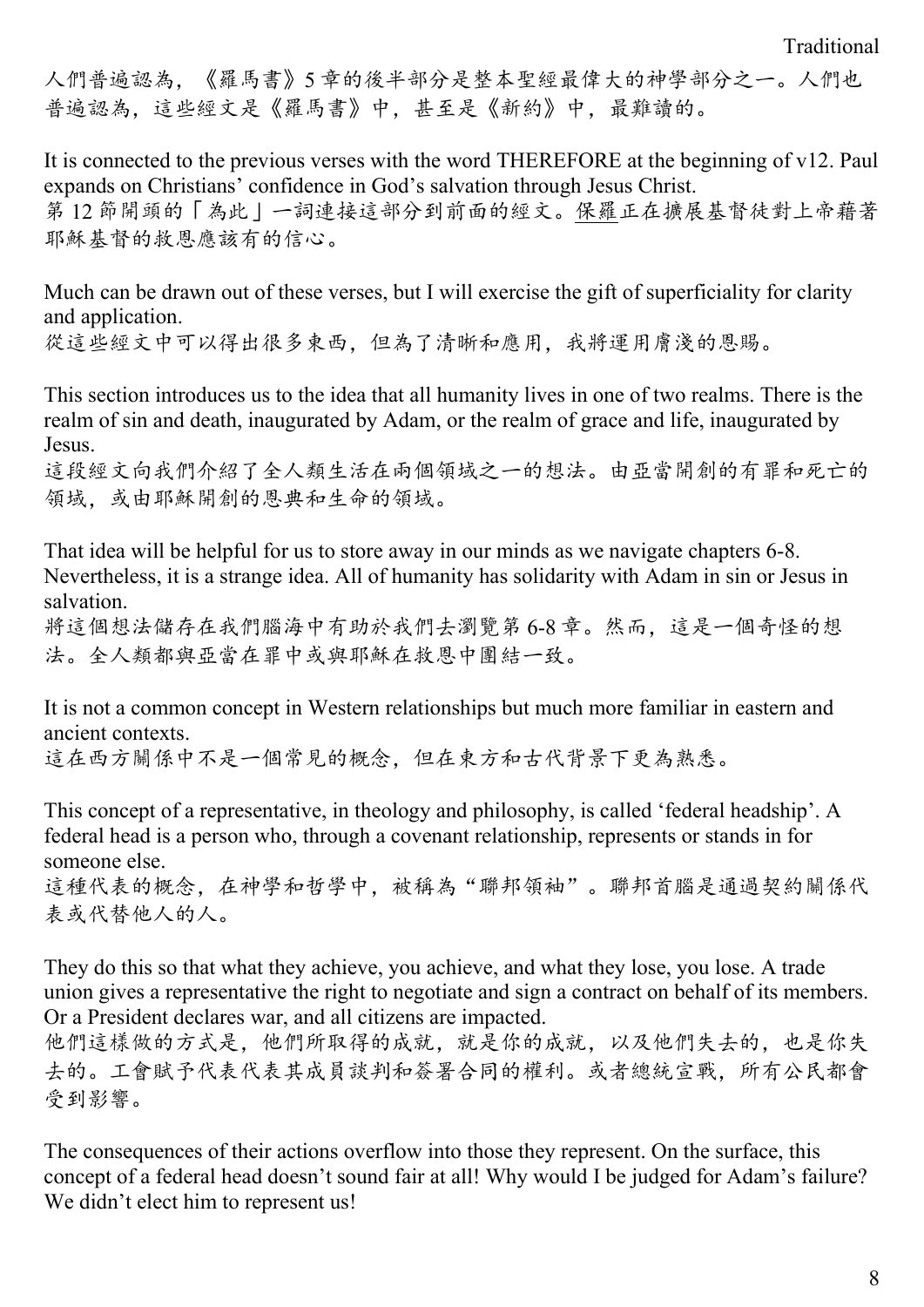人們普遍認為，《羅馬書》5 章的後半部分是整本聖經最偉大的神學部分之一。人們也普遍認為，這些經文是《羅馬書》中，甚至是《新約》中，最難讀的。

It is connected to the previous verses with the word THEREFORE at the beginning of v12. Paul expands on Christians' confidence in God's salvation through Jesus Christ.
第 12 節開頭的「為此」一詞連接這部分到前面的經文。保羅正在擴展基督徒對上帝藉著耶穌基督的救恩應該有的信心。

Much can be drawn out of these verses, but I will exercise the gift of superficiality for clarity and application.
從這些經文中可以得出很多東西，但為了清晰和應用，我將運用膚淺的恩賜。

This section introduces us to the idea that all humanity lives in one of two realms. There is the realm of sin and death, inaugurated by Adam, or the realm of grace and life, inaugurated by Jesus.
這段經文向我們介紹了全人類生活在兩個領域之一的想法。由亞當開創的有罪和死亡的領域，或由耶穌開創的恩典和生命的領域。

That idea will be helpful for us to store away in our minds as we navigate chapters 6-8. Nevertheless, it is a strange idea. All of humanity has solidarity with Adam in sin or Jesus in salvation.
將這個想法儲存在我們腦海中有助於我們去瀏覽第 6-8 章。然而，這是一個奇怪的想法。全人類都與亞當在罪中或與耶穌在救恩中團結一致。

It is not a common concept in Western relationships but much more familiar in eastern and ancient contexts.
這在西方關係中不是一個常見的概念，但在東方和古代背景下更為熟悉。

This concept of a representative, in theology and philosophy, is called 'federal headship'. A federal head is a person who, through a covenant relationship, represents or stands in for someone else.
這種代表的概念，在神學和哲學中，被稱為"聯邦領袖"。聯邦首腦是通過契約關係代表或代替他人的人。

They do this so that what they achieve, you achieve, and what they lose, you lose. A trade union gives a representative the right to negotiate and sign a contract on behalf of its members. Or a President declares war, and all citizens are impacted.
他們這樣做的方式是，他們所取得的成就，就是你的成就，以及他們失去的，也是你失去的。工會賦予代表代表其成員談判和簽署合同的權利。或者總統宣戰，所有公民都會受到影響。

The consequences of their actions overflow into those they represent. On the surface, this concept of a federal head doesn't sound fair at all! Why would I be judged for Adam's failure? We didn't elect him to represent us!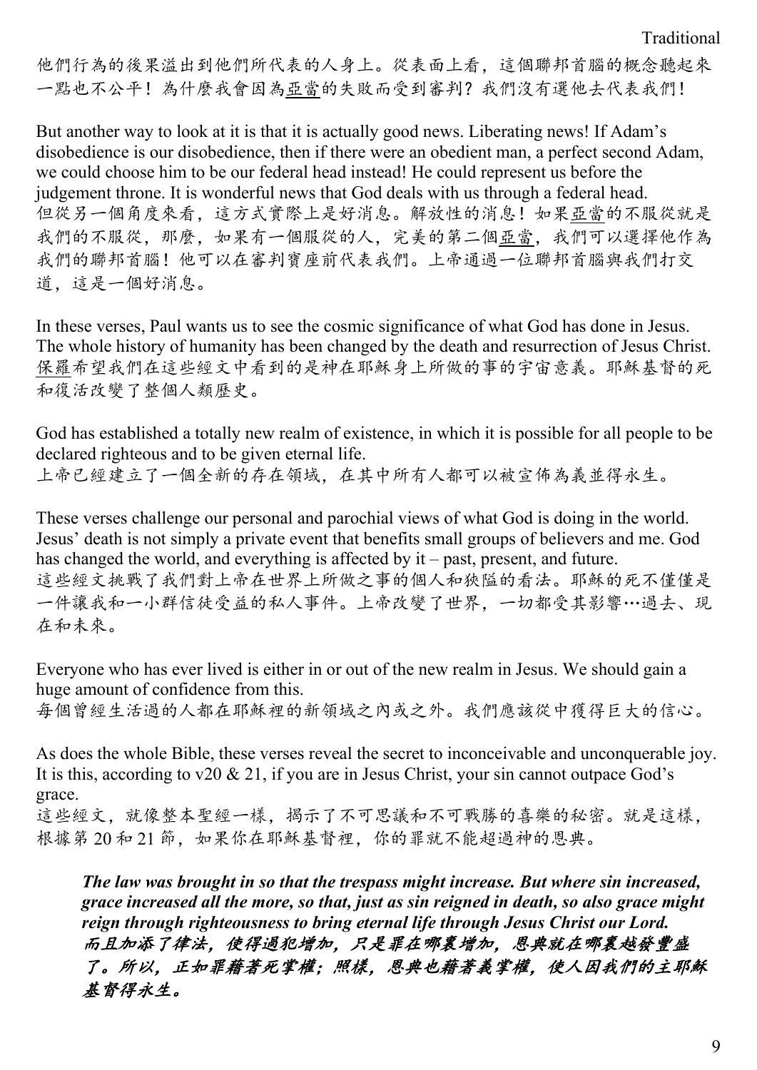他們行為的後果溢出到他們所代表的人身上。從表面上看，這個聯邦首腦的概念聽起來一點也不公平！為什麼我會因為亞當的失敗而受到審判？我們沒有選他去代表我們！

But another way to look at it is that it is actually good news. Liberating news! If Adam's disobedience is our disobedience, then if there were an obedient man, a perfect second Adam, we could choose him to be our federal head instead! He could represent us before the judgement throne. It is wonderful news that God deals with us through a federal head.
但從另一個角度來看，這方式實際上是好消息。解放性的消息！如果亞當的不服從就是我們的不服從，那麼，如果有一個服從的人，完美的第二個亞當，我們可以選擇他作為我們的聯邦首腦！他可以在審判寶座前代表我們。上帝通過一位聯邦首腦與我們打交道，這是一個好消息。

In these verses, Paul wants us to see the cosmic significance of what God has done in Jesus. The whole history of humanity has been changed by the death and resurrection of Jesus Christ.
保羅希望我們在這些經文中看到的是神在耶穌身上所做的事的宇宙意義。耶穌基督的死和復活改變了整個人類歷史。

God has established a totally new realm of existence, in which it is possible for all people to be declared righteous and to be given eternal life.
上帝已經建立了一個全新的存在領域，在其中所有人都可以被宣佈為義並得永生。

These verses challenge our personal and parochial views of what God is doing in the world. Jesus' death is not simply a private event that benefits small groups of believers and me. God has changed the world, and everything is affected by it – past, present, and future.
這些經文挑戰了我們對上帝在世界上所做之事的個人和狹隘的看法。耶穌的死不僅僅是一件讓我和一小群信徒受益的私人事件。上帝改變了世界，一切都受其影響…過去、現在和未來。

Everyone who has ever lived is either in or out of the new realm in Jesus. We should gain a huge amount of confidence from this.
每個曾經生活過的人都在耶穌裡的新領域之內或之外。我們應該從中獲得巨大的信心。

As does the whole Bible, these verses reveal the secret to inconceivable and unconquerable joy. It is this, according to v20 & 21, if you are in Jesus Christ, your sin cannot outpace God's grace.
這些經文，就像整本聖經一樣，揭示了不可思議和不可戰勝的喜樂的秘密。就是這樣，根據第 20 和 21 節，如果你在耶穌基督裡，你的罪就不能超過神的恩典。

> ***The law was brought in so that the trespass might increase. But where sin increased, grace increased all the more, so that, just as sin reigned in death, so also grace might reign through righteousness to bring eternal life through Jesus Christ our Lord.***
> ***而且加添了律法，使得過犯增加，只是罪在哪裏增加，恩典就在哪裏越發豐盛了。所以，正如罪藉著死掌權；照樣，恩典也藉著義掌權，使人因我們的主耶穌基督得永生。***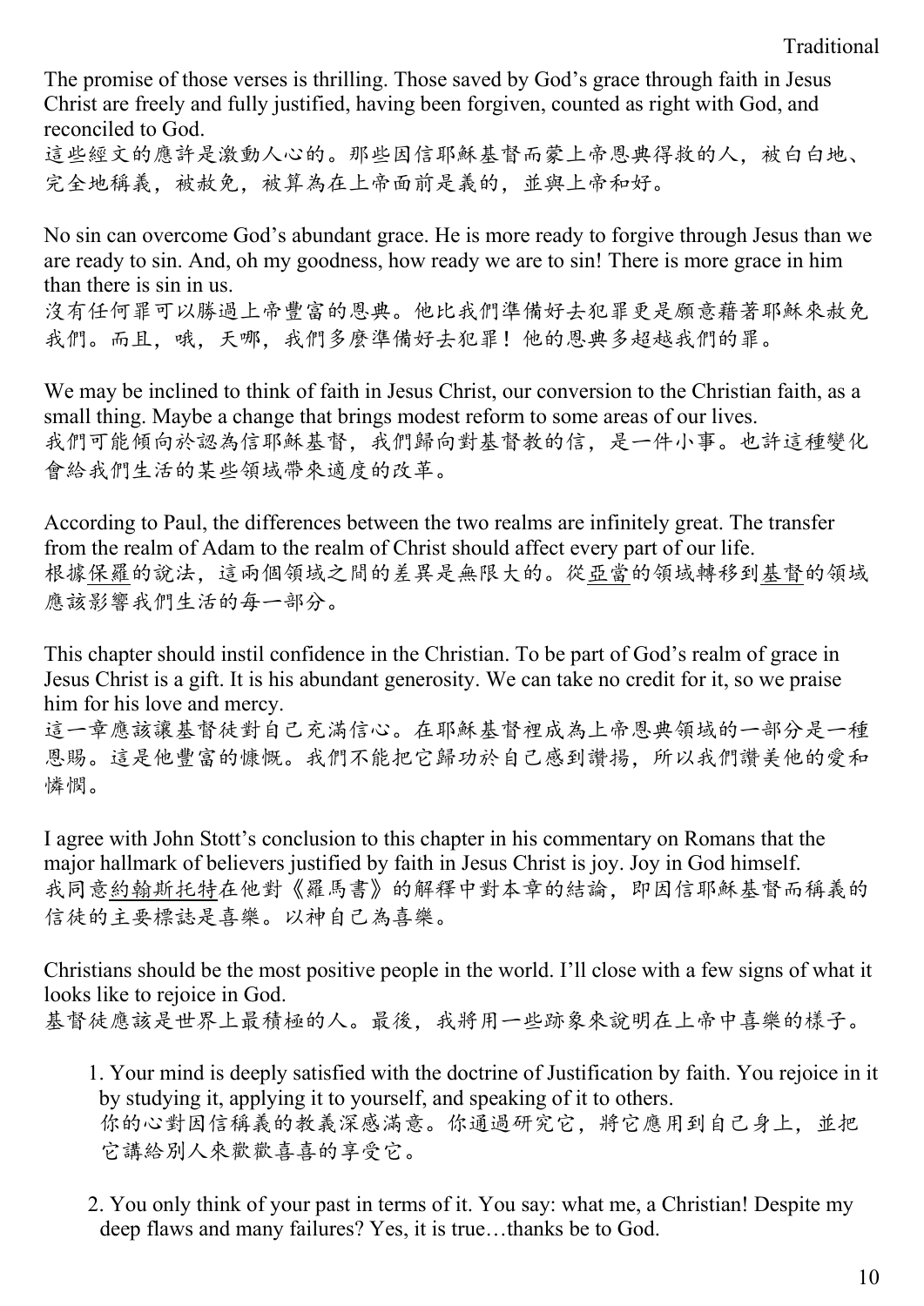The promise of those verses is thrilling. Those saved by God's grace through faith in Jesus Christ are freely and fully justified, having been forgiven, counted as right with God, and reconciled to God.
這些經文的應許是激動人心的。那些因信耶穌基督而蒙上帝恩典得救的人，被白白地、完全地稱義，被赦免，被算為在上帝面前是義的，並與上帝和好。

No sin can overcome God's abundant grace. He is more ready to forgive through Jesus than we are ready to sin. And, oh my goodness, how ready we are to sin! There is more grace in him than there is sin in us.
沒有任何罪可以勝過上帝豐富的恩典。他比我們準備好去犯罪更是願意藉著耶穌來赦免我們。而且，哦，天哪，我們多麼準備好去犯罪！他的恩典多超越我們的罪。

We may be inclined to think of faith in Jesus Christ, our conversion to the Christian faith, as a small thing. Maybe a change that brings modest reform to some areas of our lives.
我們可能傾向於認為信耶穌基督，我們歸向對基督教的信，是一件小事。也許這種變化會給我們生活的某些領域帶來適度的改革。

According to Paul, the differences between the two realms are infinitely great. The transfer from the realm of Adam to the realm of Christ should affect every part of our life.
根據保羅的說法，這兩個領域之間的差異是無限大的。從亞當的領域轉移到基督的領域應該影響我們生活的每一部分。

This chapter should instil confidence in the Christian. To be part of God's realm of grace in Jesus Christ is a gift. It is his abundant generosity. We can take no credit for it, so we praise him for his love and mercy.
這一章應該讓基督徒對自己充滿信心。在耶穌基督裡成為上帝恩典領域的一部分是一種恩賜。這是他豐富的慷慨。我們不能把它歸功於自己感到讚揚，所以我們讚美他的愛和憐憫。

I agree with John Stott's conclusion to this chapter in his commentary on Romans that the major hallmark of believers justified by faith in Jesus Christ is joy. Joy in God himself.
我同意約翰斯托特在他對《羅馬書》的解釋中對本章的結論，即因信耶穌基督而稱義的信徒的主要標誌是喜樂。以神自己為喜樂。

Christians should be the most positive people in the world. I'll close with a few signs of what it looks like to rejoice in God.
基督徒應該是世界上最積極的人。最後，我將用一些跡象來說明在上帝中喜樂的樣子。

1. Your mind is deeply satisfied with the doctrine of Justification by faith. You rejoice in it by studying it, applying it to yourself, and speaking of it to others.
   你的心對因信稱義的教義深感滿意。你通過研究它，將它應用到自己身上，並把它講給別人來歡歡喜喜的享受它。

2. You only think of your past in terms of it. You say: what me, a Christian! Despite my deep flaws and many failures? Yes, it is true…thanks be to God.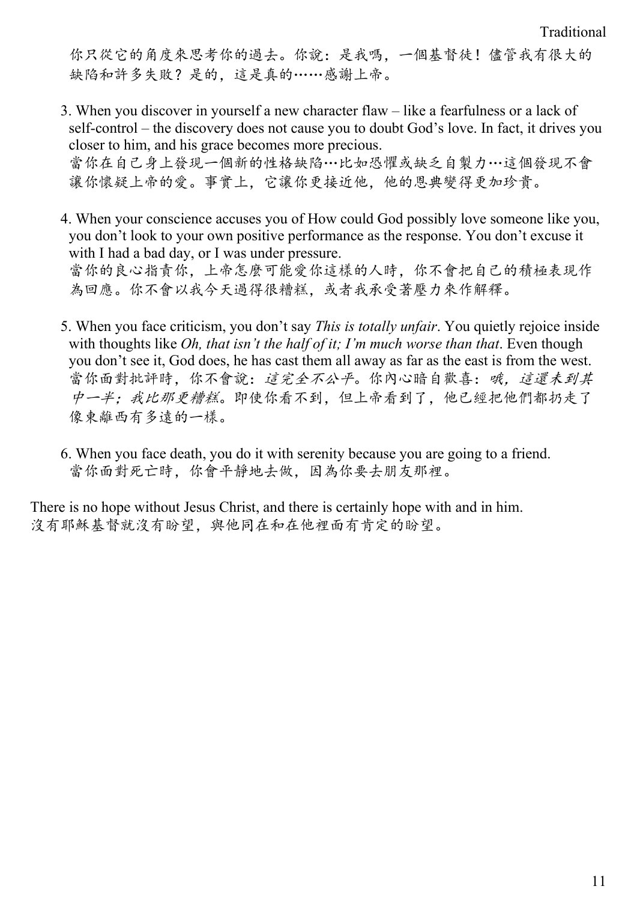你只從它的角度來思考你的過去。你說：是我嗎，一個基督徒！儘管我有很大的缺陷和許多失敗？是的，這是真的……感謝上帝。

3. When you discover in yourself a new character flaw – like a fearfulness or a lack of self-control – the discovery does not cause you to doubt God's love. In fact, it drives you closer to him, and his grace becomes more precious.
   當你在自己身上發現一個新的性格缺陷…比如恐懼或缺乏自製力…這個發現不會讓你懷疑上帝的愛。事實上，它讓你更接近他，他的恩典變得更加珍貴。

4. When your conscience accuses you of How could God possibly love someone like you, you don't look to your own positive performance as the response. You don't excuse it with I had a bad day, or I was under pressure.
   當你的良心指責你，上帝怎麼可能愛你這樣的人時，你不會把自己的積極表現作為回應。你不會以我今天過得很糟糕，或者我承受著壓力來作解釋。

5. When you face criticism, you don't say *This is totally unfair*. You quietly rejoice inside with thoughts like *Oh, that isn't the half of it; I'm much worse than that*. Even though you don't see it, God does, he has cast them all away as far as the east is from the west.
   當你面對批評時，你不會說：*這完全不公平*。你內心暗自歡喜：*哦，這還未到其中一半；我比那更糟糕*。即使你看不到，但上帝看到了，他已經把他們都扔走了像東離西有多遠的一樣。

6. When you face death, you do it with serenity because you are going to a friend.
   當你面對死亡時，你會平靜地去做，因為你要去朋友那裡。

There is no hope without Jesus Christ, and there is certainly hope with and in him.
沒有耶穌基督就沒有盼望，與他同在和在他裡面有肯定的盼望。